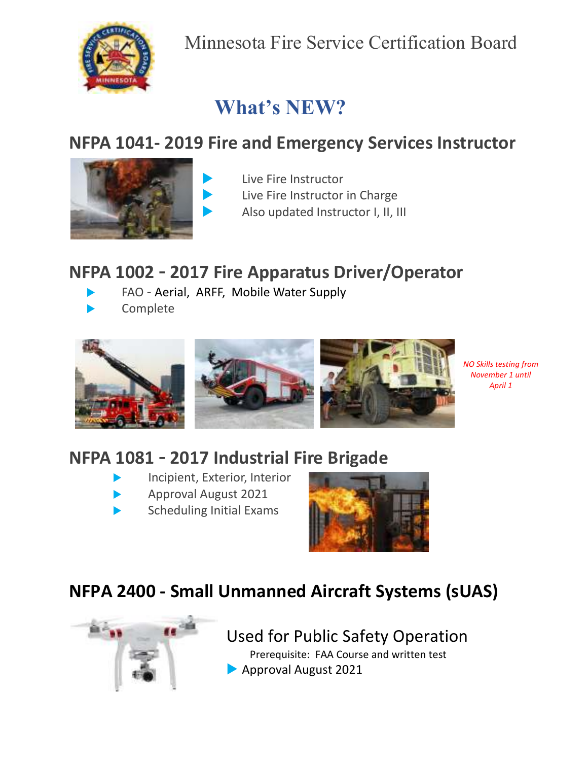Minnesota Fire Service Certification Board

# What's NEW?

## NFPA 1041- 2019 Fire and Emergency Services Instructor

- Live Fire Instructor
- Live Fire Instructor in Charge
- Also updated Instructor I, II, III

## NFPA 1002 - 2017 Fire Apparatus Driver/Operator

- FAO - Aerial, ARFF, Mobile Water Supply
- Complete

*NO Skills testing from November 1 until April 1*

## NFPA 1081 - 2017 Industrial Fire Brigade

- Incipient, Exterior, Interior
- Approval August 2021
- Scheduling Initial Exams

## NFPA 2400 - Small Unmanned Aircraft Systems (sUAS)

Used for Public Safety Operation

Prerequisite: FAA Course and written test

- Approval August 2021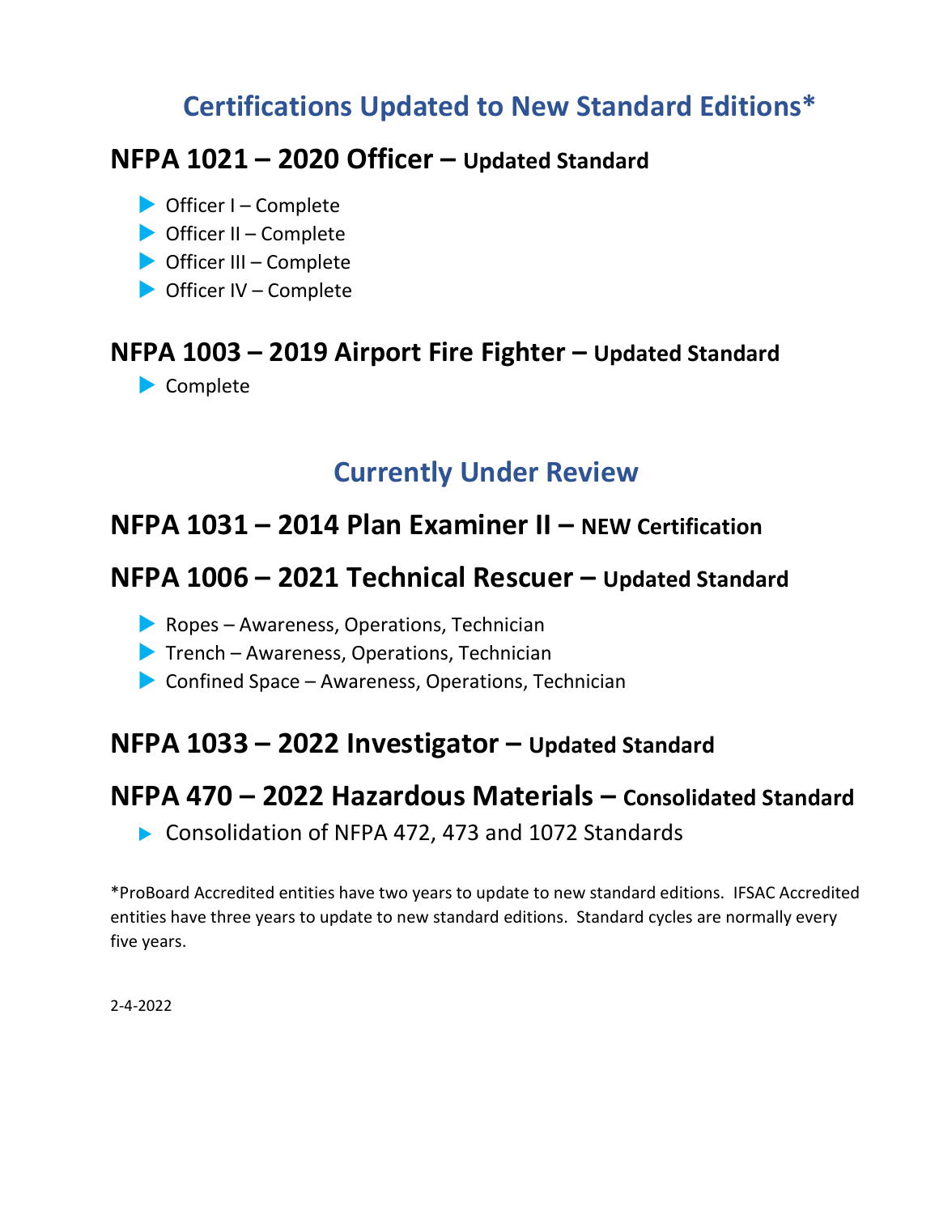# Certifications Updated to New Standard Editions*

## NFPA 1021 – 2020 Officer – Updated Standard

- Officer I – Complete
- Officer II – Complete
- Officer III – Complete
- Officer IV – Complete

## NFPA 1003 – 2019 Airport Fire Fighter – Updated Standard

- Complete

# Currently Under Review

## NFPA 1031 – 2014 Plan Examiner II – NEW Certification

## NFPA 1006 – 2021 Technical Rescuer – Updated Standard

- Ropes – Awareness, Operations, Technician
- Trench – Awareness, Operations, Technician
- Confined Space – Awareness, Operations, Technician

## NFPA 1033 – 2022 Investigator – Updated Standard

## NFPA 470 – 2022 Hazardous Materials – Consolidated Standard

- Consolidation of NFPA 472, 473 and 1072 Standards

*ProBoard Accredited entities have two years to update to new standard editions. IFSAC Accredited entities have three years to update to new standard editions. Standard cycles are normally every five years.

2-4-2022